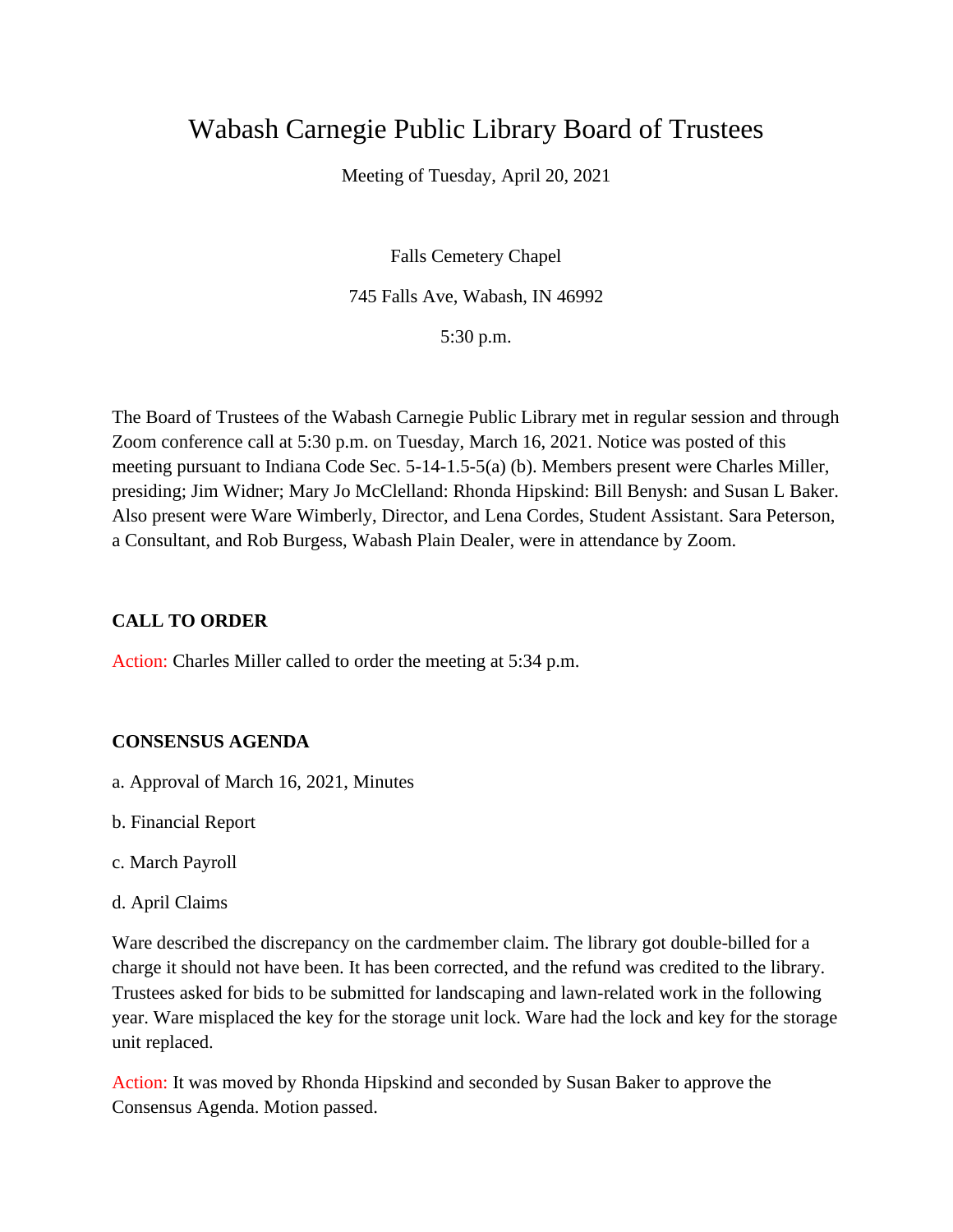# Wabash Carnegie Public Library Board of Trustees

Meeting of Tuesday, April 20, 2021

Falls Cemetery Chapel

745 Falls Ave, Wabash, IN 46992

5:30 p.m.

The Board of Trustees of the Wabash Carnegie Public Library met in regular session and through Zoom conference call at 5:30 p.m. on Tuesday, March 16, 2021. Notice was posted of this meeting pursuant to Indiana Code Sec. 5-14-1.5-5(a) (b). Members present were Charles Miller, presiding; Jim Widner; Mary Jo McClelland: Rhonda Hipskind: Bill Benysh: and Susan L Baker. Also present were Ware Wimberly, Director, and Lena Cordes, Student Assistant. Sara Peterson, a Consultant, and Rob Burgess, Wabash Plain Dealer, were in attendance by Zoom.

**CALL TO ORDER**

Action: Charles Miller called to order the meeting at 5:34 p.m.

**CONSENSUS AGENDA**

a. Approval of March 16, 2021, Minutes

b. Financial Report

c. March Payroll

d. April Claims

Ware described the discrepancy on the cardmember claim. The library got double-billed for a charge it should not have been. It has been corrected, and the refund was credited to the library. Trustees asked for bids to be submitted for landscaping and lawn-related work in the following year. Ware misplaced the key for the storage unit lock. Ware had the lock and key for the storage unit replaced.

Action: It was moved by Rhonda Hipskind and seconded by Susan Baker to approve the Consensus Agenda. Motion passed.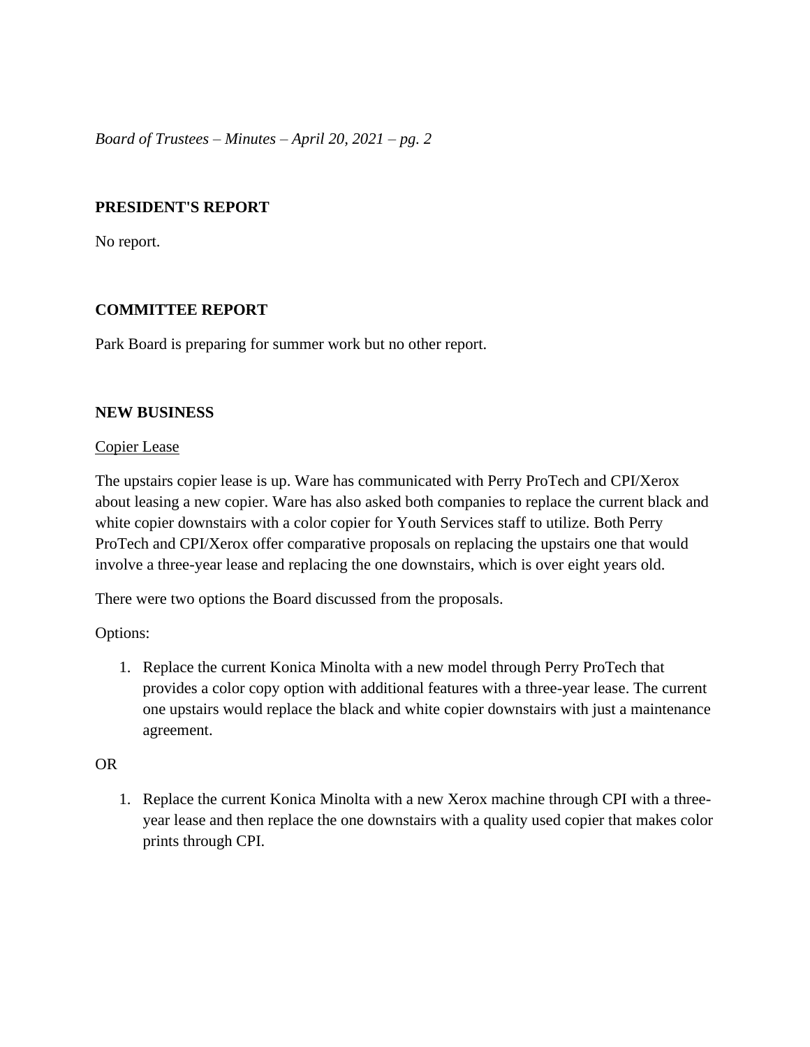## PRESIDENT'S REPORT

No report.

## COMMITTEE REPORT

Park Board is preparing for summer work but no other report.

## NEW BUSINESS

Copier Lease

The upstairs copier lease is up. Ware has communicated with Perry ProTech and CPI/Xerox about leasing a new copier. Ware has also asked both companies to replace the current black and white copier downstairs with a color copier for Youth Services staff to utilize. Both Perry ProTech and CPI/Xerox offer comparative proposals on replacing the upstairs one that would involve a three-year lease and replacing the one downstairs, which is over eight years old.

There were two options the Board discussed from the proposals.

Options:

1. Replace the current Konica Minolta with a new model through Perry ProTech that provides a color copy option with additional features with a three-year lease. The current one upstairs would replace the black and white copier downstairs with just a maintenance agreement.

OR

1. Replace the current Konica Minolta with a new Xerox machine through CPI with a three-year lease and then replace the one downstairs with a quality used copier that makes color prints through CPI.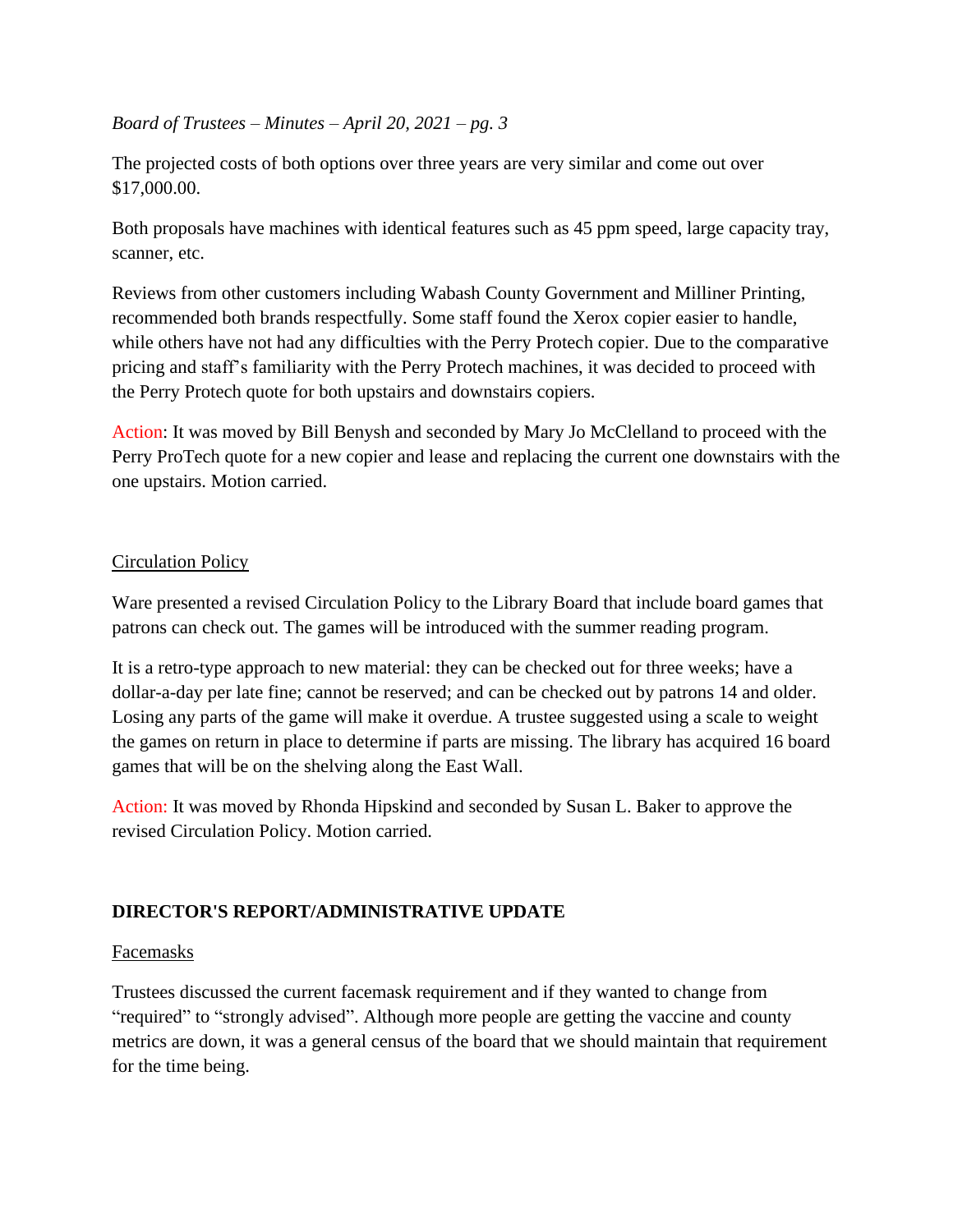The projected costs of both options over three years are very similar and come out over $17,000.00.

Both proposals have machines with identical features such as 45 ppm speed, large capacity tray, scanner, etc.

Reviews from other customers including Wabash County Government and Milliner Printing, recommended both brands respectfully. Some staff found the Xerox copier easier to handle, while others have not had any difficulties with the Perry Protech copier. Due to the comparative pricing and staff's familiarity with the Perry Protech machines, it was decided to proceed with the Perry Protech quote for both upstairs and downstairs copiers.

Action: It was moved by Bill Benysh and seconded by Mary Jo McClelland to proceed with the Perry ProTech quote for a new copier and lease and replacing the current one downstairs with the one upstairs. Motion carried.

### Circulation Policy

Ware presented a revised Circulation Policy to the Library Board that include board games that patrons can check out. The games will be introduced with the summer reading program.

It is a retro-type approach to new material: they can be checked out for three weeks; have a dollar-a-day per late fine; cannot be reserved; and can be checked out by patrons 14 and older. Losing any parts of the game will make it overdue. A trustee suggested using a scale to weight the games on return in place to determine if parts are missing. The library has acquired 16 board games that will be on the shelving along the East Wall.

Action: It was moved by Rhonda Hipskind and seconded by Susan L. Baker to approve the revised Circulation Policy. Motion carried.

## DIRECTOR'S REPORT/ADMINISTRATIVE UPDATE

### Facemasks

Trustees discussed the current facemask requirement and if they wanted to change from "required" to "strongly advised". Although more people are getting the vaccine and county metrics are down, it was a general census of the board that we should maintain that requirement for the time being.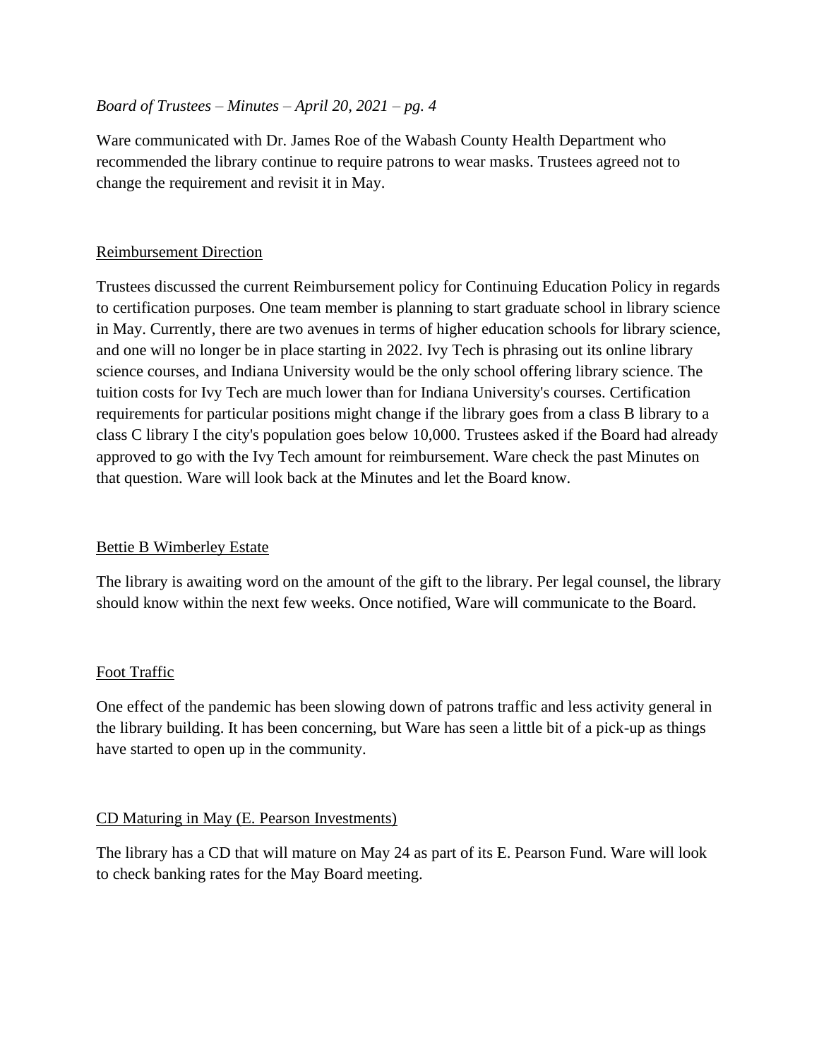Ware communicated with Dr. James Roe of the Wabash County Health Department who recommended the library continue to require patrons to wear masks. Trustees agreed not to change the requirement and revisit it in May.

## Reimbursement Direction

Trustees discussed the current Reimbursement policy for Continuing Education Policy in regards to certification purposes. One team member is planning to start graduate school in library science in May. Currently, there are two avenues in terms of higher education schools for library science, and one will no longer be in place starting in 2022. Ivy Tech is phrasing out its online library science courses, and Indiana University would be the only school offering library science. The tuition costs for Ivy Tech are much lower than for Indiana University's courses. Certification requirements for particular positions might change if the library goes from a class B library to a class C library I the city's population goes below 10,000. Trustees asked if the Board had already approved to go with the Ivy Tech amount for reimbursement. Ware check the past Minutes on that question. Ware will look back at the Minutes and let the Board know.

## Bettie B Wimberley Estate

The library is awaiting word on the amount of the gift to the library. Per legal counsel, the library should know within the next few weeks. Once notified, Ware will communicate to the Board.

## Foot Traffic

One effect of the pandemic has been slowing down of patrons traffic and less activity general in the library building. It has been concerning, but Ware has seen a little bit of a pick-up as things have started to open up in the community.

## CD Maturing in May (E. Pearson Investments)

The library has a CD that will mature on May 24 as part of its E. Pearson Fund. Ware will look to check banking rates for the May Board meeting.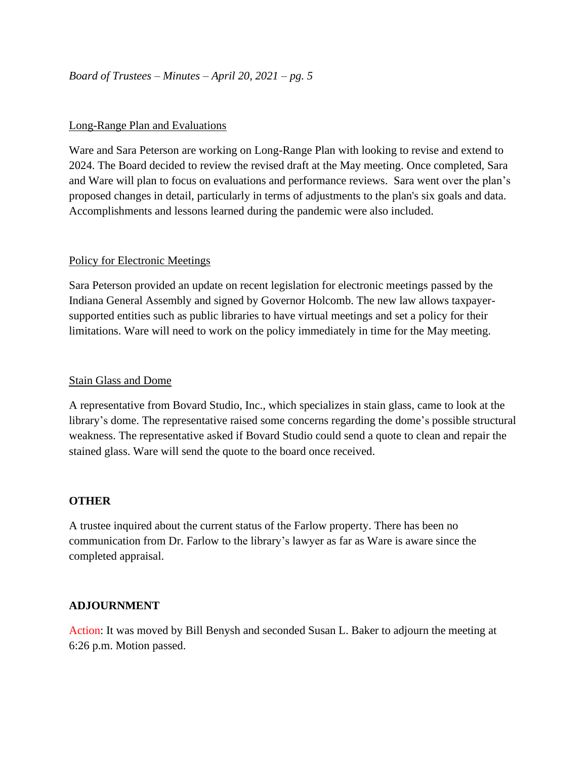Long-Range Plan and Evaluations

Ware and Sara Peterson are working on Long-Range Plan with looking to revise and extend to 2024. The Board decided to review the revised draft at the May meeting. Once completed, Sara and Ware will plan to focus on evaluations and performance reviews. Sara went over the plan's proposed changes in detail, particularly in terms of adjustments to the plan's six goals and data. Accomplishments and lessons learned during the pandemic were also included.

Policy for Electronic Meetings

Sara Peterson provided an update on recent legislation for electronic meetings passed by the Indiana General Assembly and signed by Governor Holcomb. The new law allows taxpayer-supported entities such as public libraries to have virtual meetings and set a policy for their limitations. Ware will need to work on the policy immediately in time for the May meeting.

Stain Glass and Dome

A representative from Bovard Studio, Inc., which specializes in stain glass, came to look at the library's dome. The representative raised some concerns regarding the dome's possible structural weakness. The representative asked if Bovard Studio could send a quote to clean and repair the stained glass. Ware will send the quote to the board once received.

## OTHER

A trustee inquired about the current status of the Farlow property. There has been no communication from Dr. Farlow to the library's lawyer as far as Ware is aware since the completed appraisal.

## ADJOURNMENT

Action: It was moved by Bill Benysh and seconded Susan L. Baker to adjourn the meeting at 6:26 p.m. Motion passed.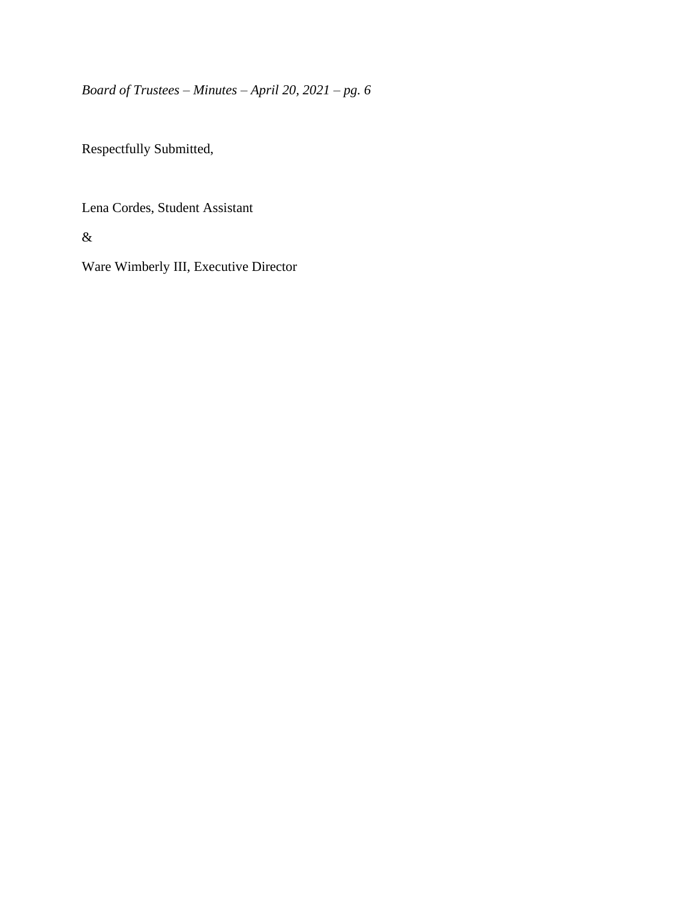Respectfully Submitted,

Lena Cordes, Student Assistant

&

Ware Wimberly III, Executive Director